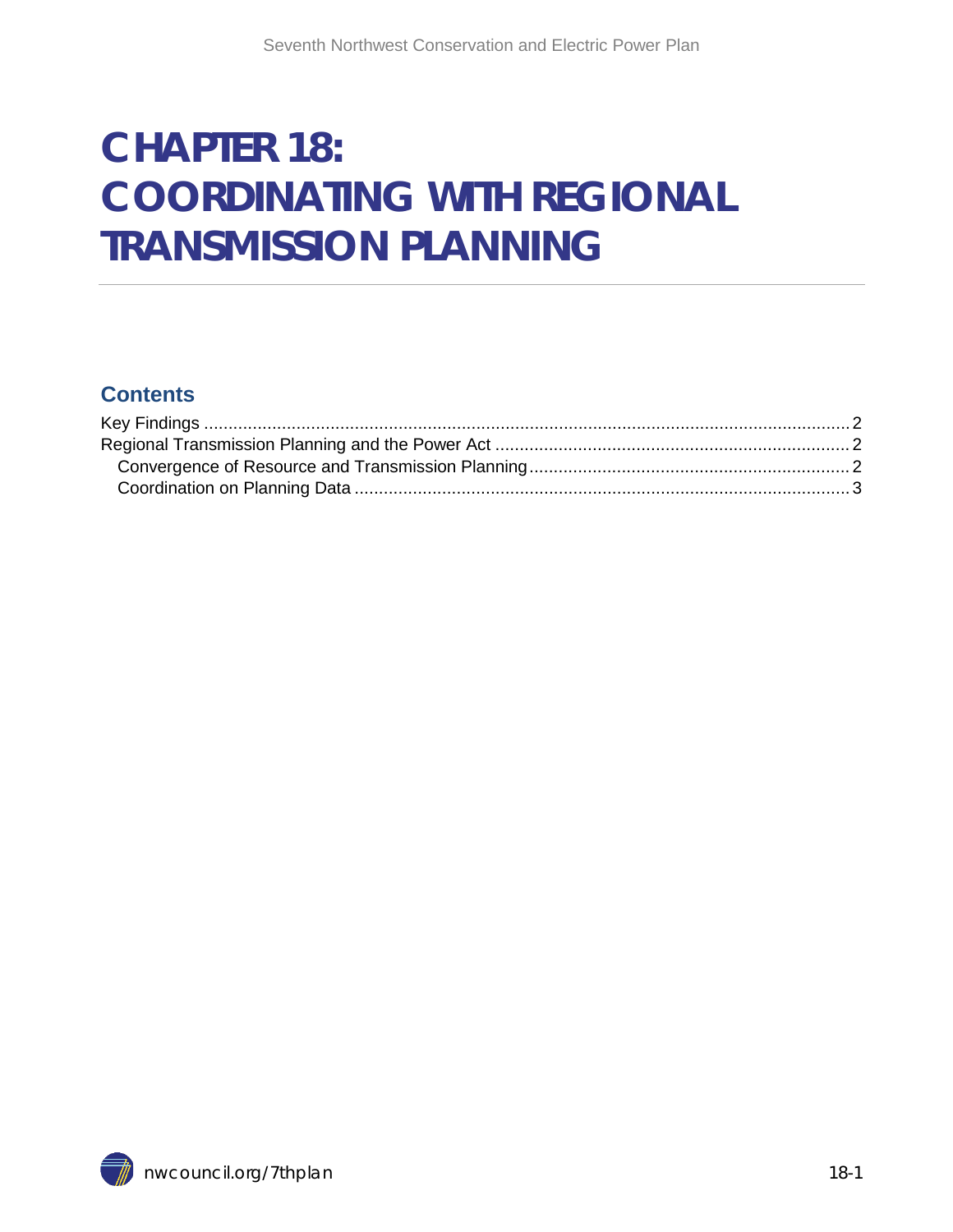# CHAPTER 18: COORDINATING WITH REGIONAL TRANSMISSION PLANNING

## Contents

Key Findings .......... 2
Regional Transmission Planning and the Power Act .......... 2
  Convergence of Resource and Transmission Planning .......... 2
  Coordination on Planning Data .......... 3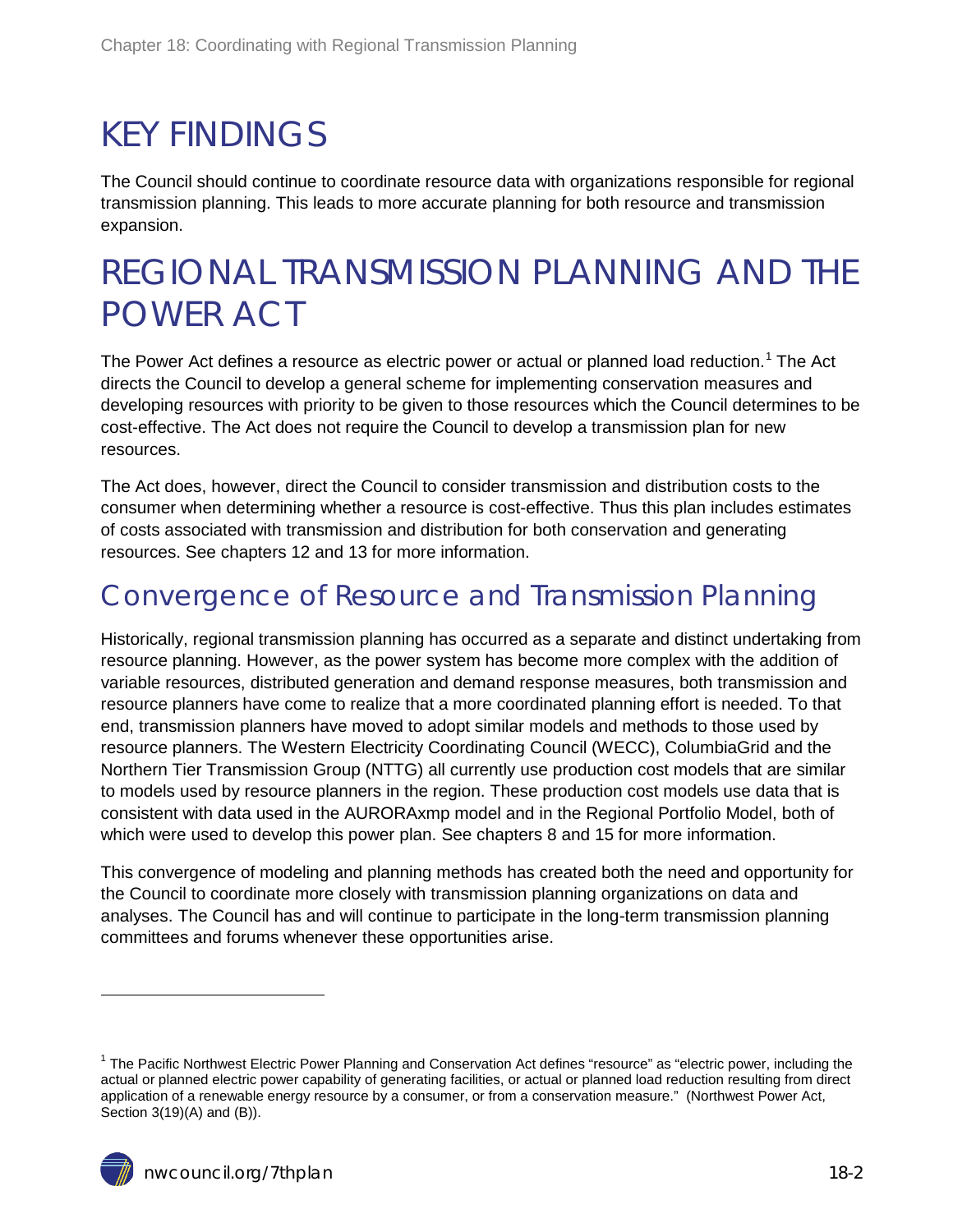# KEY FINDINGS

The Council should continue to coordinate resource data with organizations responsible for regional transmission planning. This leads to more accurate planning for both resource and transmission expansion.

# REGIONAL TRANSMISSION PLANNING AND THE POWER ACT

The Power Act defines a resource as electric power or actual or planned load reduction.[1] The Act directs the Council to develop a general scheme for implementing conservation measures and developing resources with priority to be given to those resources which the Council determines to be cost-effective. The Act does not require the Council to develop a transmission plan for new resources.

The Act does, however, direct the Council to consider transmission and distribution costs to the consumer when determining whether a resource is cost-effective. Thus this plan includes estimates of costs associated with transmission and distribution for both conservation and generating resources. See chapters 12 and 13 for more information.

## Convergence of Resource and Transmission Planning

Historically, regional transmission planning has occurred as a separate and distinct undertaking from resource planning. However, as the power system has become more complex with the addition of variable resources, distributed generation and demand response measures, both transmission and resource planners have come to realize that a more coordinated planning effort is needed. To that end, transmission planners have moved to adopt similar models and methods to those used by resource planners. The Western Electricity Coordinating Council (WECC), ColumbiaGrid and the Northern Tier Transmission Group (NTTG) all currently use production cost models that are similar to models used by resource planners in the region. These production cost models use data that is consistent with data used in the AURORAxmp model and in the Regional Portfolio Model, both of which were used to develop this power plan. See chapters 8 and 15 for more information.

This convergence of modeling and planning methods has created both the need and opportunity for the Council to coordinate more closely with transmission planning organizations on data and analyses. The Council has and will continue to participate in the long-term transmission planning committees and forums whenever these opportunities arise.

---

[1] The Pacific Northwest Electric Power Planning and Conservation Act defines "resource" as "electric power, including the actual or planned electric power capability of generating facilities, or actual or planned load reduction resulting from direct application of a renewable energy resource by a consumer, or from a conservation measure." (Northwest Power Act, Section 3(19)(A) and (B)).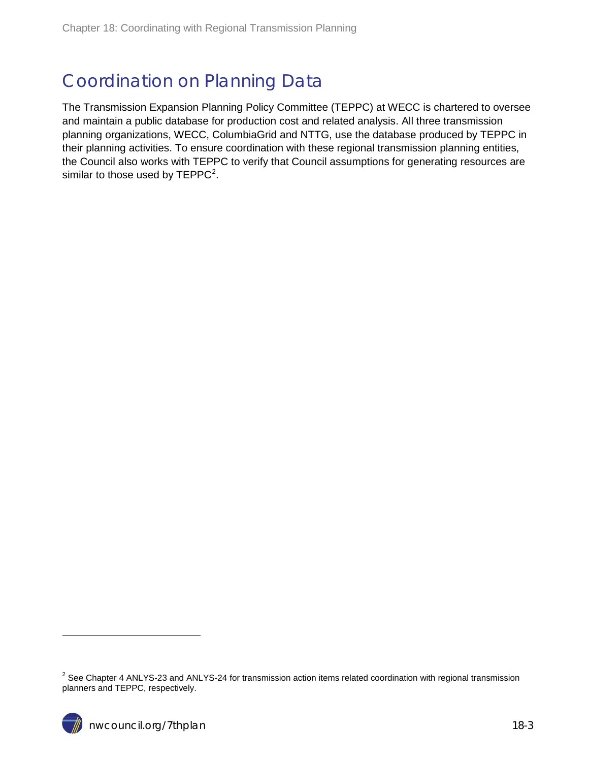## Coordination on Planning Data

The Transmission Expansion Planning Policy Committee (TEPPC) at WECC is chartered to oversee and maintain a public database for production cost and related analysis. All three transmission planning organizations, WECC, ColumbiaGrid and NTTG, use the database produced by TEPPC in their planning activities. To ensure coordination with these regional transmission planning entities, the Council also works with TEPPC to verify that Council assumptions for generating resources are similar to those used by TEPPC[2].

[2] See Chapter 4 ANLYS-23 and ANLYS-24 for transmission action items related coordination with regional transmission planners and TEPPC, respectively.